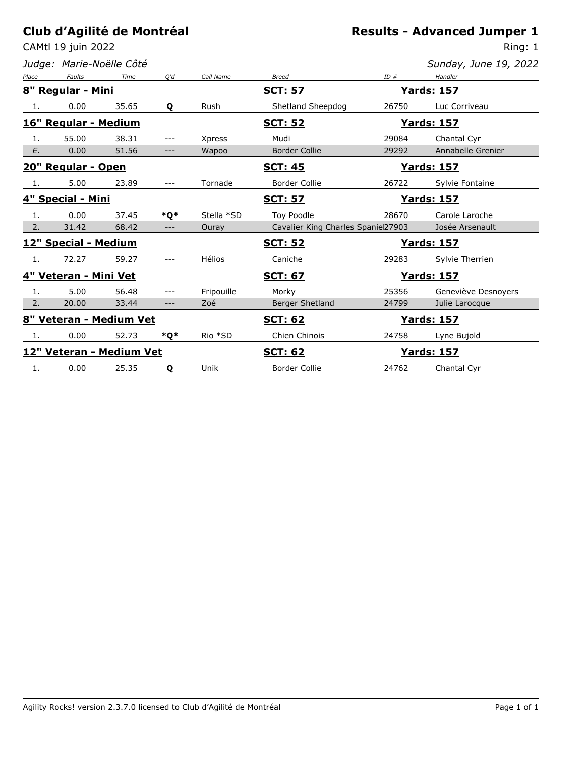# Club d'Agilité de Montréal

## Results - Advanced Jumper 1

CAMtl 19 juin 2022

Ring: 1

*Judge: Marie-Noëlle Côté*

*Sunday, June 19, 2022*

| Place | Faults | Time | Q'd | Call Name | Breed | ID # | Handler |
|---|---|---|---|---|---|---|---|
| **8" Regular - Mini** | | | | | **SCT: 57** | | **Yards: 157** |
| 1. | 0.00 | 35.65 | **Q** | Rush | Shetland Sheepdog | 26750 | Luc Corriveau |
| **16" Regular - Medium** | | | | | **SCT: 52** | | **Yards: 157** |
| 1. | 55.00 | 38.31 | --- | Xpress | Mudi | 29084 | Chantal Cyr |
| *E.* | 0.00 | 51.56 | --- | Wapoo | Border Collie | 29292 | Annabelle Grenier |
| **20" Regular - Open** | | | | | **SCT: 45** | | **Yards: 157** |
| 1. | 5.00 | 23.89 | --- | Tornade | Border Collie | 26722 | Sylvie Fontaine |
| **4" Special - Mini** | | | | | **SCT: 57** | | **Yards: 157** |
| 1. | 0.00 | 37.45 | **\*Q\*** | Stella *SD | Toy Poodle | 28670 | Carole Laroche |
| 2. | 31.42 | 68.42 | --- | Ouray | Cavalier King Charles Spaniel | 27903 | Josée Arsenault |
| **12" Special - Medium** | | | | | **SCT: 52** | | **Yards: 157** |
| 1. | 72.27 | 59.27 | --- | Hélios | Caniche | 29283 | Sylvie Therrien |
| **4" Veteran - Mini Vet** | | | | | **SCT: 67** | | **Yards: 157** |
| 1. | 5.00 | 56.48 | --- | Fripouille | Morky | 25356 | Geneviève Desnoyers |
| 2. | 20.00 | 33.44 | --- | Zoé | Berger Shetland | 24799 | Julie Larocque |
| **8" Veteran - Medium Vet** | | | | | **SCT: 62** | | **Yards: 157** |
| 1. | 0.00 | 52.73 | **\*Q\*** | Rio *SD | Chien Chinois | 24758 | Lyne Bujold |
| **12" Veteran - Medium Vet** | | | | | **SCT: 62** | | **Yards: 157** |
| 1. | 0.00 | 25.35 | **Q** | Unik | Border Collie | 24762 | Chantal Cyr |

Agility Rocks! version 2.3.7.0 licensed to Club d'Agilité de Montréal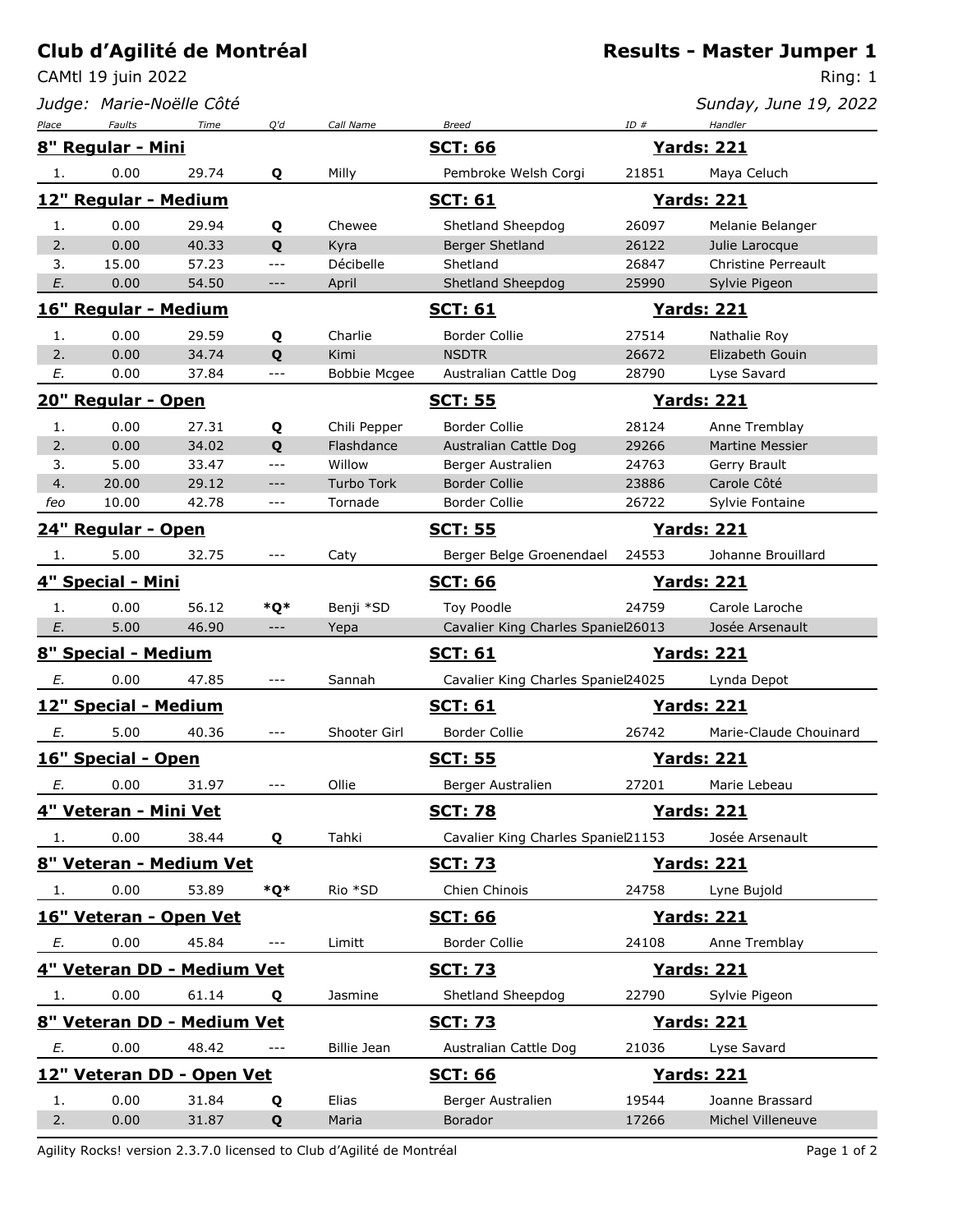# Club d'Agilité de Montréal

**Results - Master Jumper 1**

CAMtl 19 juin 2022

Ring: 1

*Judge: Marie-Noëlle Côté*

*Sunday, June 19, 2022*

| Place | Faults | Time | Q'd | Call Name | Breed | ID # | Handler |
|---|---|---|---|---|---|---|---|
| **8" Regular - Mini** | | | | | **SCT: 66** | | **Yards: 221** |
| 1. | 0.00 | 29.74 | **Q** | Milly | Pembroke Welsh Corgi | 21851 | Maya Celuch |
| **12" Regular - Medium** | | | | | **SCT: 61** | | **Yards: 221** |
| 1. | 0.00 | 29.94 | **Q** | Chewee | Shetland Sheepdog | 26097 | Melanie Belanger |
| 2. | 0.00 | 40.33 | **Q** | Kyra | Berger Shetland | 26122 | Julie Larocque |
| 3. | 15.00 | 57.23 | --- | Décibelle | Shetland | 26847 | Christine Perreault |
| *E.* | 0.00 | 54.50 | --- | April | Shetland Sheepdog | 25990 | Sylvie Pigeon |
| **16" Regular - Medium** | | | | | **SCT: 61** | | **Yards: 221** |
| 1. | 0.00 | 29.59 | **Q** | Charlie | Border Collie | 27514 | Nathalie Roy |
| 2. | 0.00 | 34.74 | **Q** | Kimi | NSDTR | 26672 | Elizabeth Gouin |
| *E.* | 0.00 | 37.84 | --- | Bobbie Mcgee | Australian Cattle Dog | 28790 | Lyse Savard |
| **20" Regular - Open** | | | | | **SCT: 55** | | **Yards: 221** |
| 1. | 0.00 | 27.31 | **Q** | Chili Pepper | Border Collie | 28124 | Anne Tremblay |
| 2. | 0.00 | 34.02 | **Q** | Flashdance | Australian Cattle Dog | 29266 | Martine Messier |
| 3. | 5.00 | 33.47 | --- | Willow | Berger Australien | 24763 | Gerry Brault |
| 4. | 20.00 | 29.12 | --- | Turbo Tork | Border Collie | 23886 | Carole Côté |
| *feo* | 10.00 | 42.78 | --- | Tornade | Border Collie | 26722 | Sylvie Fontaine |
| **24" Regular - Open** | | | | | **SCT: 55** | | **Yards: 221** |
| 1. | 5.00 | 32.75 | --- | Caty | Berger Belge Groenendael | 24553 | Johanne Brouillard |
| **4" Special - Mini** | | | | | **SCT: 66** | | **Yards: 221** |
| 1. | 0.00 | 56.12 | ***Q*** | Benji *SD | Toy Poodle | 24759 | Carole Laroche |
| *E.* | 5.00 | 46.90 | --- | Yepa | Cavalier King Charles Spaniel | 26013 | Josée Arsenault |
| **8" Special - Medium** | | | | | **SCT: 61** | | **Yards: 221** |
| *E.* | 0.00 | 47.85 | --- | Sannah | Cavalier King Charles Spaniel | 24025 | Lynda Depot |
| **12" Special - Medium** | | | | | **SCT: 61** | | **Yards: 221** |
| *E.* | 5.00 | 40.36 | --- | Shooter Girl | Border Collie | 26742 | Marie-Claude Chouinard |
| **16" Special - Open** | | | | | **SCT: 55** | | **Yards: 221** |
| *E.* | 0.00 | 31.97 | --- | Ollie | Berger Australien | 27201 | Marie Lebeau |
| **4" Veteran - Mini Vet** | | | | | **SCT: 78** | | **Yards: 221** |
| 1. | 0.00 | 38.44 | **Q** | Tahki | Cavalier King Charles Spaniel | 21153 | Josée Arsenault |
| **8" Veteran - Medium Vet** | | | | | **SCT: 73** | | **Yards: 221** |
| 1. | 0.00 | 53.89 | ***Q*** | Rio *SD | Chien Chinois | 24758 | Lyne Bujold |
| **16" Veteran - Open Vet** | | | | | **SCT: 66** | | **Yards: 221** |
| *E.* | 0.00 | 45.84 | --- | Limitt | Border Collie | 24108 | Anne Tremblay |
| **4" Veteran DD - Medium Vet** | | | | | **SCT: 73** | | **Yards: 221** |
| 1. | 0.00 | 61.14 | **Q** | Jasmine | Shetland Sheepdog | 22790 | Sylvie Pigeon |
| **8" Veteran DD - Medium Vet** | | | | | **SCT: 73** | | **Yards: 221** |
| *E.* | 0.00 | 48.42 | --- | Billie Jean | Australian Cattle Dog | 21036 | Lyse Savard |
| **12" Veteran DD - Open Vet** | | | | | **SCT: 66** | | **Yards: 221** |
| 1. | 0.00 | 31.84 | **Q** | Elias | Berger Australien | 19544 | Joanne Brassard |
| 2. | 0.00 | 31.87 | **Q** | Maria | Borador | 17266 | Michel Villeneuve |

Agility Rocks! version 2.3.7.0 licensed to Club d'Agilité de Montréal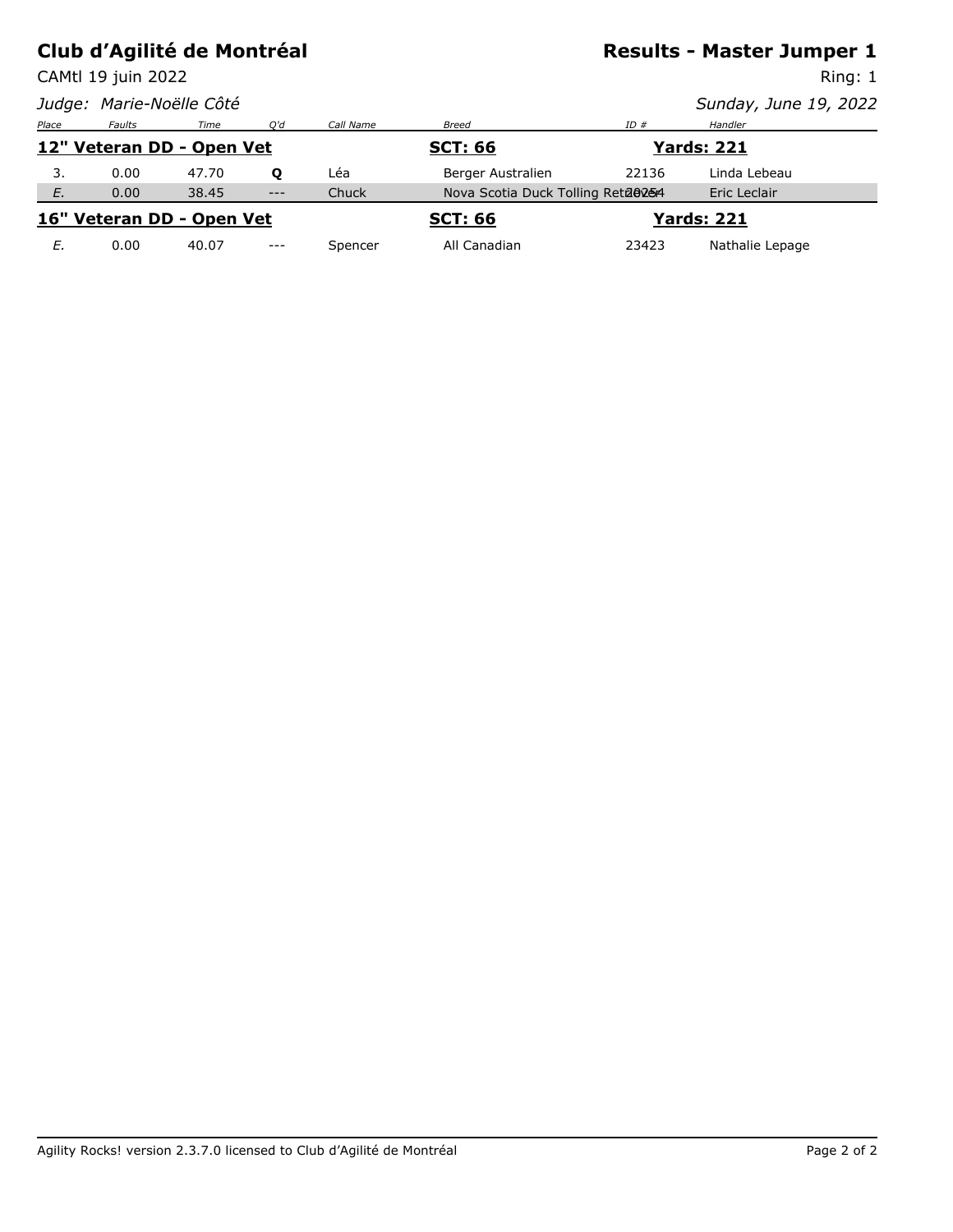# Club d'Agilité de Montréal

## Results - Master Jumper 1

CAMtl 19 juin 2022

Ring: 1

*Judge: Marie-Noëlle Côté*

*Sunday, June 19, 2022*

| Place | Faults | Time | Q'd | Call Name | Breed | ID # | Handler |
|---|---|---|---|---|---|---|---|
| **12" Veteran DD - Open Vet** | | | | | **SCT: 66** | **Yards: 221** | |
| 3. | 0.00 | 47.70 | **Q** | Léa | Berger Australien | 22136 | Linda Lebeau |
| *E.* | 0.00 | 38.45 | --- | Chuck | Nova Scotia Duck Tolling Retriever | 20254 | Eric Leclair |
| **16" Veteran DD - Open Vet** | | | | | **SCT: 66** | **Yards: 221** | |
| *E.* | 0.00 | 40.07 | --- | Spencer | All Canadian | 23423 | Nathalie Lepage |

Agility Rocks! version 2.3.7.0 licensed to Club d'Agilité de Montréal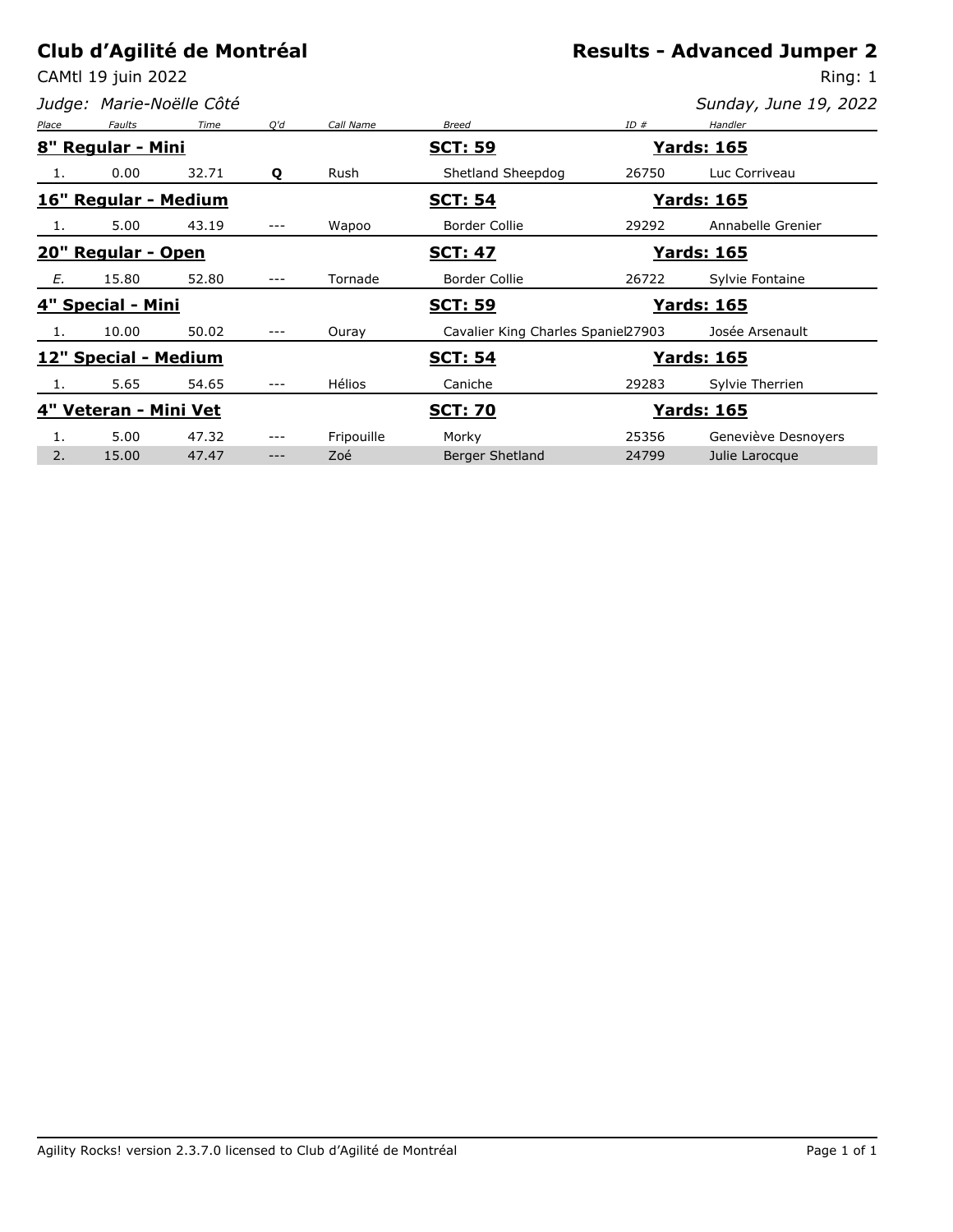# Club d'Agilité de Montréal

## Results - Advanced Jumper 2

CAMtl 19 juin 2022

Ring: 1

*Judge: Marie-Noëlle Côté*

*Sunday, June 19, 2022*

| Place | Faults | Time | Q'd | Call Name | Breed | ID # | Handler |
|---|---|---|---|---|---|---|---|
| **8" Regular - Mini** | | | | | **SCT: 59** | | **Yards: 165** |
| 1. | 0.00 | 32.71 | **Q** | Rush | Shetland Sheepdog | 26750 | Luc Corriveau |
| **16" Regular - Medium** | | | | | **SCT: 54** | | **Yards: 165** |
| 1. | 5.00 | 43.19 | --- | Wapoo | Border Collie | 29292 | Annabelle Grenier |
| **20" Regular - Open** | | | | | **SCT: 47** | | **Yards: 165** |
| *E.* | 15.80 | 52.80 | --- | Tornade | Border Collie | 26722 | Sylvie Fontaine |
| **4" Special - Mini** | | | | | **SCT: 59** | | **Yards: 165** |
| 1. | 10.00 | 50.02 | --- | Ouray | Cavalier King Charles Spaniel | 27903 | Josée Arsenault |
| **12" Special - Medium** | | | | | **SCT: 54** | | **Yards: 165** |
| 1. | 5.65 | 54.65 | --- | Hélios | Caniche | 29283 | Sylvie Therrien |
| **4" Veteran - Mini Vet** | | | | | **SCT: 70** | | **Yards: 165** |
| 1. | 5.00 | 47.32 | --- | Fripouille | Morky | 25356 | Geneviève Desnoyers |
| 2. | 15.00 | 47.47 | --- | Zoé | Berger Shetland | 24799 | Julie Larocque |

Agility Rocks! version 2.3.7.0 licensed to Club d'Agilité de Montréal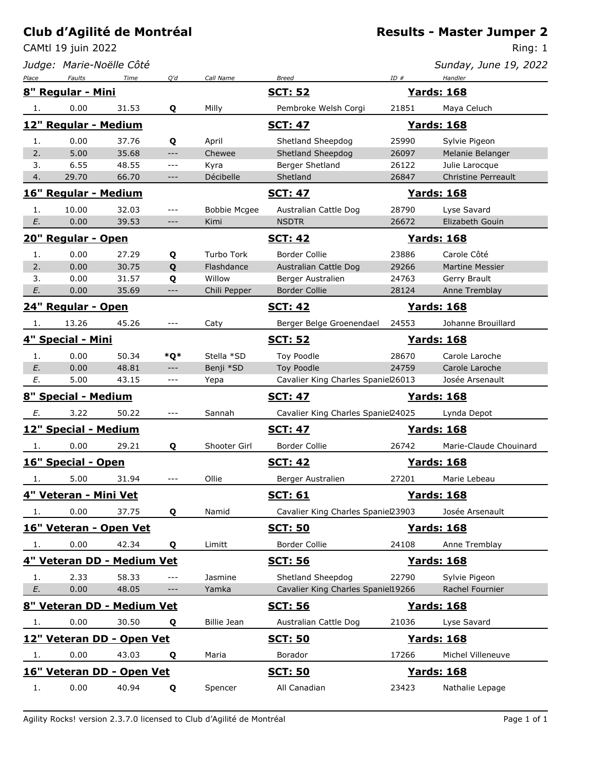# Club d'Agilité de Montréal

CAMtl 19 juin 2022

*Judge: Marie-Noëlle Côté*

## Results - Master Jumper 2

Ring: 1

*Sunday, June 19, 2022*

| Place | Faults | Time | Q'd | Call Name | Breed | ID # | Handler |
|---|---|---|---|---|---|---|---|
| **8" Regular - Mini** | | | | | **SCT: 52** | | **Yards: 168** |
| 1. | 0.00 | 31.53 | **Q** | Milly | Pembroke Welsh Corgi | 21851 | Maya Celuch |
| **12" Regular - Medium** | | | | | **SCT: 47** | | **Yards: 168** |
| 1. | 0.00 | 37.76 | **Q** | April | Shetland Sheepdog | 25990 | Sylvie Pigeon |
| 2. | 5.00 | 35.68 | --- | Chewee | Shetland Sheepdog | 26097 | Melanie Belanger |
| 3. | 6.55 | 48.55 | --- | Kyra | Berger Shetland | 26122 | Julie Larocque |
| 4. | 29.70 | 66.70 | --- | Décibelle | Shetland | 26847 | Christine Perreault |
| **16" Regular - Medium** | | | | | **SCT: 47** | | **Yards: 168** |
| 1. | 10.00 | 32.03 | --- | Bobbie Mcgee | Australian Cattle Dog | 28790 | Lyse Savard |
| *E.* | 0.00 | 39.53 | --- | Kimi | NSDTR | 26672 | Elizabeth Gouin |
| **20" Regular - Open** | | | | | **SCT: 42** | | **Yards: 168** |
| 1. | 0.00 | 27.29 | **Q** | Turbo Tork | Border Collie | 23886 | Carole Côté |
| 2. | 0.00 | 30.75 | **Q** | Flashdance | Australian Cattle Dog | 29266 | Martine Messier |
| 3. | 0.00 | 31.57 | **Q** | Willow | Berger Australien | 24763 | Gerry Brault |
| *E.* | 0.00 | 35.69 | --- | Chili Pepper | Border Collie | 28124 | Anne Tremblay |
| **24" Regular - Open** | | | | | **SCT: 42** | | **Yards: 168** |
| 1. | 13.26 | 45.26 | --- | Caty | Berger Belge Groenendael | 24553 | Johanne Brouillard |
| **4" Special - Mini** | | | | | **SCT: 52** | | **Yards: 168** |
| 1. | 0.00 | 50.34 | **\*Q\*** | Stella *SD | Toy Poodle | 28670 | Carole Laroche |
| *E.* | 0.00 | 48.81 | --- | Benji *SD | Toy Poodle | 24759 | Carole Laroche |
| *E.* | 5.00 | 43.15 | --- | Yepa | Cavalier King Charles Spaniel | 26013 | Josée Arsenault |
| **8" Special - Medium** | | | | | **SCT: 47** | | **Yards: 168** |
| *E.* | 3.22 | 50.22 | --- | Sannah | Cavalier King Charles Spaniel | 24025 | Lynda Depot |
| **12" Special - Medium** | | | | | **SCT: 47** | | **Yards: 168** |
| 1. | 0.00 | 29.21 | **Q** | Shooter Girl | Border Collie | 26742 | Marie-Claude Chouinard |
| **16" Special - Open** | | | | | **SCT: 42** | | **Yards: 168** |
| 1. | 5.00 | 31.94 | --- | Ollie | Berger Australien | 27201 | Marie Lebeau |
| **4" Veteran - Mini Vet** | | | | | **SCT: 61** | | **Yards: 168** |
| 1. | 0.00 | 37.75 | **Q** | Namid | Cavalier King Charles Spaniel | 23903 | Josée Arsenault |
| **16" Veteran - Open Vet** | | | | | **SCT: 50** | | **Yards: 168** |
| 1. | 0.00 | 42.34 | **Q** | Limitt | Border Collie | 24108 | Anne Tremblay |
| **4" Veteran DD - Medium Vet** | | | | | **SCT: 56** | | **Yards: 168** |
| 1. | 2.33 | 58.33 | --- | Jasmine | Shetland Sheepdog | 22790 | Sylvie Pigeon |
| *E.* | 0.00 | 48.05 | --- | Yamka | Cavalier King Charles Spaniel | 19266 | Rachel Fournier |
| **8" Veteran DD - Medium Vet** | | | | | **SCT: 56** | | **Yards: 168** |
| 1. | 0.00 | 30.50 | **Q** | Billie Jean | Australian Cattle Dog | 21036 | Lyse Savard |
| **12" Veteran DD - Open Vet** | | | | | **SCT: 50** | | **Yards: 168** |
| 1. | 0.00 | 43.03 | **Q** | Maria | Borador | 17266 | Michel Villeneuve |
| **16" Veteran DD - Open Vet** | | | | | **SCT: 50** | | **Yards: 168** |
| 1. | 0.00 | 40.94 | **Q** | Spencer | All Canadian | 23423 | Nathalie Lepage |

Agility Rocks! version 2.3.7.0 licensed to Club d'Agilité de Montréal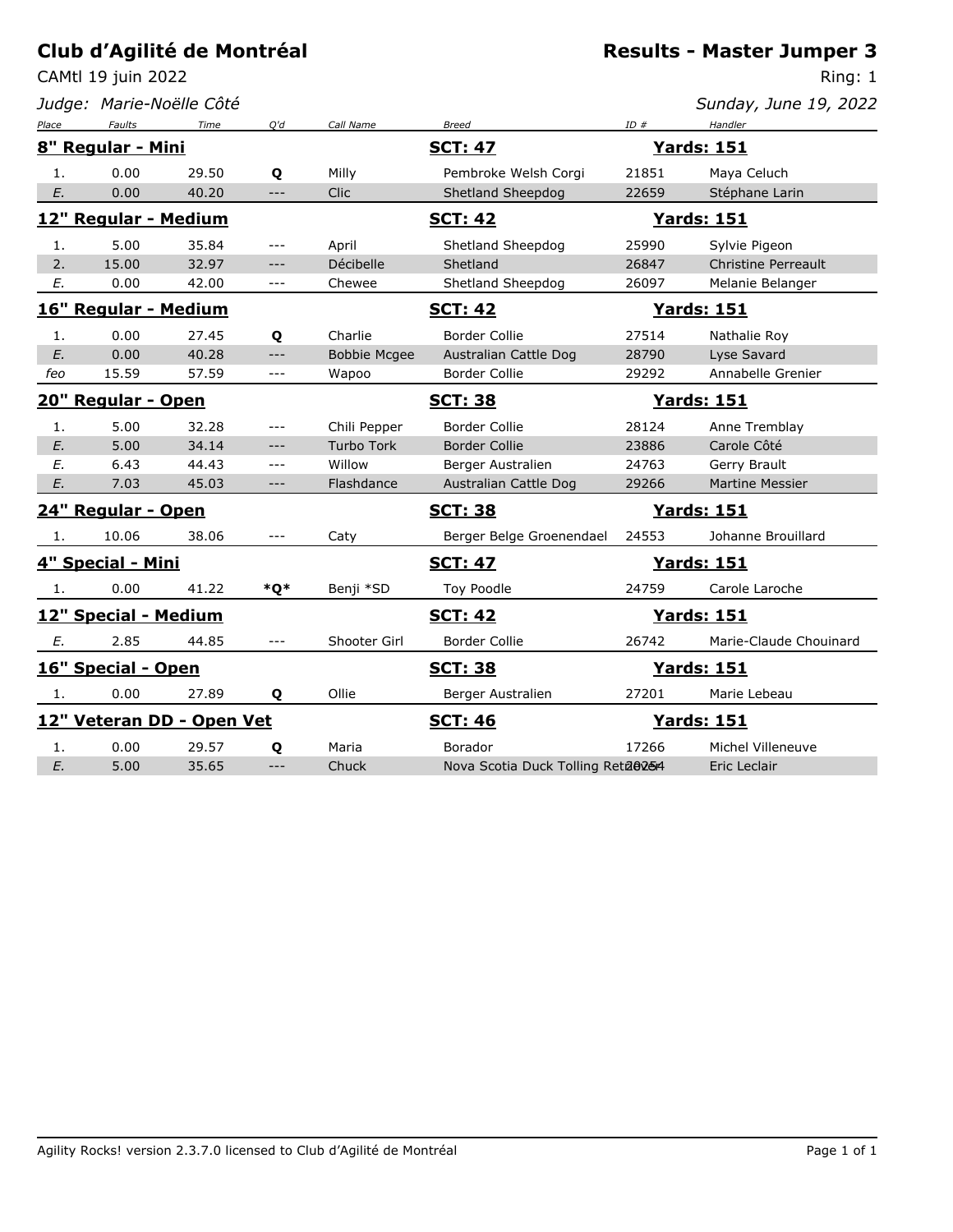# Club d'Agilité de Montréal

## Results - Master Jumper 3

CAMtl 19 juin 2022

Ring: 1

*Judge: Marie-Noëlle Côté*

*Sunday, June 19, 2022*

| Place | Faults | Time | Q'd | Call Name | Breed | ID # | Handler |
|---|---|---|---|---|---|---|---|
| **8" Regular - Mini** | | | | | **SCT: 47** | **Yards: 151** | |
| 1. | 0.00 | 29.50 | **Q** | Milly | Pembroke Welsh Corgi | 21851 | Maya Celuch |
| *E.* | 0.00 | 40.20 | --- | Clic | Shetland Sheepdog | 22659 | Stéphane Larin |
| **12" Regular - Medium** | | | | | **SCT: 42** | **Yards: 151** | |
| 1. | 5.00 | 35.84 | --- | April | Shetland Sheepdog | 25990 | Sylvie Pigeon |
| 2. | 15.00 | 32.97 | --- | Décibelle | Shetland | 26847 | Christine Perreault |
| *E.* | 0.00 | 42.00 | --- | Chewee | Shetland Sheepdog | 26097 | Melanie Belanger |
| **16" Regular - Medium** | | | | | **SCT: 42** | **Yards: 151** | |
| 1. | 0.00 | 27.45 | **Q** | Charlie | Border Collie | 27514 | Nathalie Roy |
| *E.* | 0.00 | 40.28 | --- | Bobbie Mcgee | Australian Cattle Dog | 28790 | Lyse Savard |
| *feo* | 15.59 | 57.59 | --- | Wapoo | Border Collie | 29292 | Annabelle Grenier |
| **20" Regular - Open** | | | | | **SCT: 38** | **Yards: 151** | |
| 1. | 5.00 | 32.28 | --- | Chili Pepper | Border Collie | 28124 | Anne Tremblay |
| *E.* | 5.00 | 34.14 | --- | Turbo Tork | Border Collie | 23886 | Carole Côté |
| *E.* | 6.43 | 44.43 | --- | Willow | Berger Australien | 24763 | Gerry Brault |
| *E.* | 7.03 | 45.03 | --- | Flashdance | Australian Cattle Dog | 29266 | Martine Messier |
| **24" Regular - Open** | | | | | **SCT: 38** | **Yards: 151** | |
| 1. | 10.06 | 38.06 | --- | Caty | Berger Belge Groenendael | 24553 | Johanne Brouillard |
| **4" Special - Mini** | | | | | **SCT: 47** | **Yards: 151** | |
| 1. | 0.00 | 41.22 | ***Q*** | Benji *SD | Toy Poodle | 24759 | Carole Laroche |
| **12" Special - Medium** | | | | | **SCT: 42** | **Yards: 151** | |
| *E.* | 2.85 | 44.85 | --- | Shooter Girl | Border Collie | 26742 | Marie-Claude Chouinard |
| **16" Special - Open** | | | | | **SCT: 38** | **Yards: 151** | |
| 1. | 0.00 | 27.89 | **Q** | Ollie | Berger Australien | 27201 | Marie Lebeau |
| **12" Veteran DD - Open Vet** | | | | | **SCT: 46** | **Yards: 151** | |
| 1. | 0.00 | 29.57 | **Q** | Maria | Borador | 17266 | Michel Villeneuve |
| *E.* | 5.00 | 35.65 | --- | Chuck | Nova Scotia Duck Tolling Retriever | 28254 | Eric Leclair |

Agility Rocks! version 2.3.7.0 licensed to Club d'Agilité de Montréal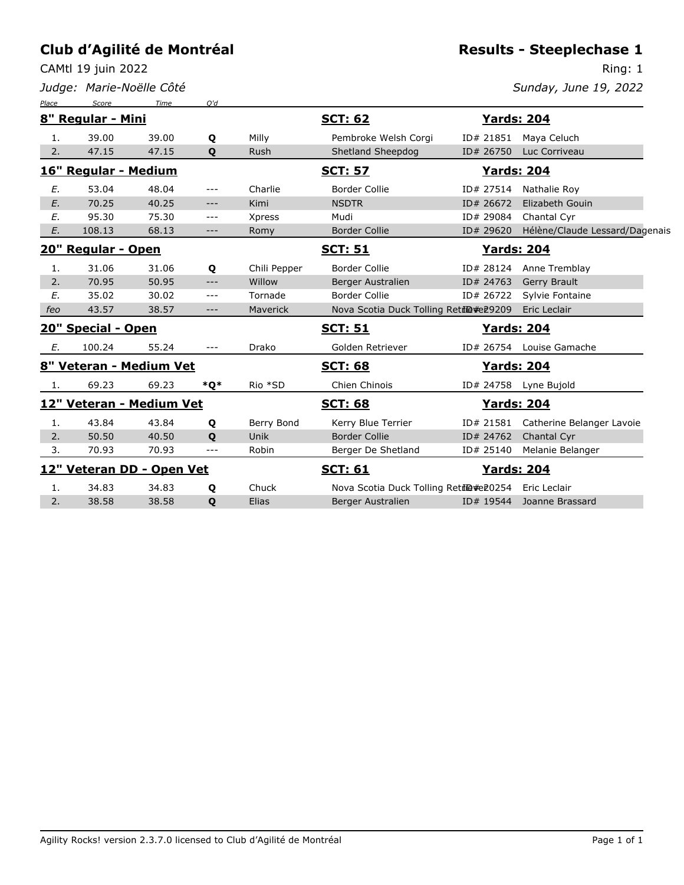# Club d'Agilité de Montréal

**Results - Steeplechase 1**

CAMtl 19 juin 2022

Ring: 1

*Judge: Marie-Noëlle Côté*

*Sunday, June 19, 2022*

| Place | Score | Time | Q'd | Dog | Breed | ID | Handler |
|---|---|---|---|---|---|---|---|
| **8" Regular - Mini** | | | | **SCT: 62** | | **Yards: 204** | |
| 1. | 39.00 | 39.00 | **Q** | Milly | Pembroke Welsh Corgi | ID# 21851 | Maya Celuch |
| 2. | 47.15 | 47.15 | **Q** | Rush | Shetland Sheepdog | ID# 26750 | Luc Corriveau |
| **16" Regular - Medium** | | | | **SCT: 57** | | **Yards: 204** | |
| *E.* | 53.04 | 48.04 | --- | Charlie | Border Collie | ID# 27514 | Nathalie Roy |
| *E.* | 70.25 | 40.25 | --- | Kimi | NSDTR | ID# 26672 | Elizabeth Gouin |
| *E.* | 95.30 | 75.30 | --- | Xpress | Mudi | ID# 29084 | Chantal Cyr |
| *E.* | 108.13 | 68.13 | --- | Romy | Border Collie | ID# 29620 | Hélène/Claude Lessard/Dagenais |
| **20" Regular - Open** | | | | **SCT: 51** | | **Yards: 204** | |
| 1. | 31.06 | 31.06 | **Q** | Chili Pepper | Border Collie | ID# 28124 | Anne Tremblay |
| 2. | 70.95 | 50.95 | --- | Willow | Berger Australien | ID# 24763 | Gerry Brault |
| *E.* | 35.02 | 30.02 | --- | Tornade | Border Collie | ID# 26722 | Sylvie Fontaine |
| *feo* | 43.57 | 38.57 | --- | Maverick | Nova Scotia Duck Tolling Retriever | ID# 29209 | Eric Leclair |
| **20" Special - Open** | | | | **SCT: 51** | | **Yards: 204** | |
| *E.* | 100.24 | 55.24 | --- | Drako | Golden Retriever | ID# 26754 | Louise Gamache |
| **8" Veteran - Medium Vet** | | | | **SCT: 68** | | **Yards: 204** | |
| 1. | 69.23 | 69.23 | ***Q*** | Rio *SD | Chien Chinois | ID# 24758 | Lyne Bujold |
| **12" Veteran - Medium Vet** | | | | **SCT: 68** | | **Yards: 204** | |
| 1. | 43.84 | 43.84 | **Q** | Berry Bond | Kerry Blue Terrier | ID# 21581 | Catherine Belanger Lavoie |
| 2. | 50.50 | 40.50 | **Q** | Unik | Border Collie | ID# 24762 | Chantal Cyr |
| 3. | 70.93 | 70.93 | --- | Robin | Berger De Shetland | ID# 25140 | Melanie Belanger |
| **12" Veteran DD - Open Vet** | | | | **SCT: 61** | | **Yards: 204** | |
| 1. | 34.83 | 34.83 | **Q** | Chuck | Nova Scotia Duck Tolling Retriever | ID# 20254 | Eric Leclair |
| 2. | 38.58 | 38.58 | **Q** | Elias | Berger Australien | ID# 19544 | Joanne Brassard |

Agility Rocks! version 2.3.7.0 licensed to Club d'Agilité de Montréal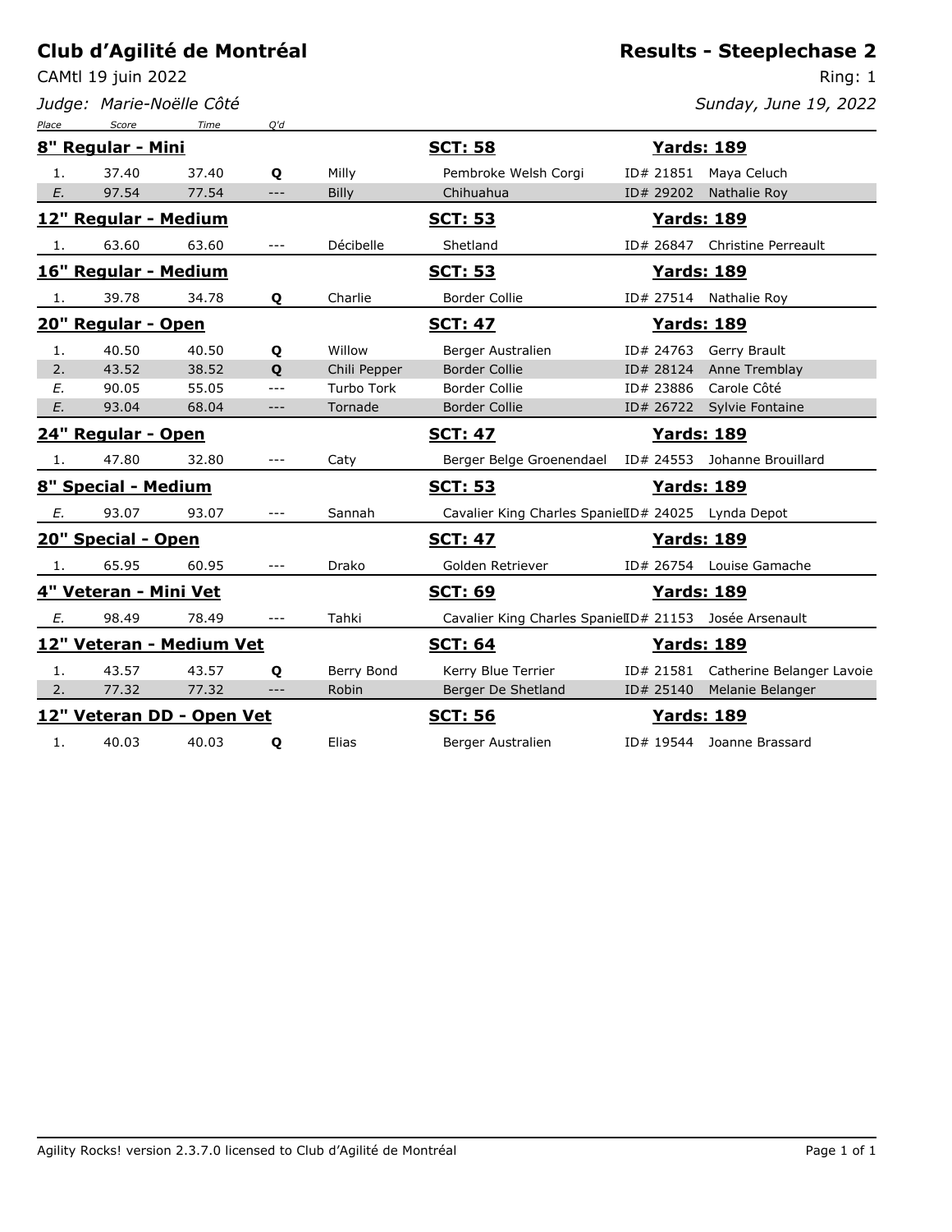# Club d'Agilité de Montréal

## Results - Steeplechase 2

CAMtl 19 juin 2022

Ring: 1

*Judge: Marie-Noëlle Côté*

*Sunday, June 19, 2022*

| Place | Score | Time | Q'd | Dog | Breed | ID | Handler |
|---|---|---|---|---|---|---|---|
| **8" Regular - Mini** | | | | **SCT: 58** | | **Yards: 189** | |
| 1. | 37.40 | 37.40 | **Q** | Milly | Pembroke Welsh Corgi | ID# 21851 | Maya Celuch |
| *E.* | 97.54 | 77.54 | --- | Billy | Chihuahua | ID# 29202 | Nathalie Roy |
| **12" Regular - Medium** | | | | **SCT: 53** | | **Yards: 189** | |
| 1. | 63.60 | 63.60 | --- | Décibelle | Shetland | ID# 26847 | Christine Perreault |
| **16" Regular - Medium** | | | | **SCT: 53** | | **Yards: 189** | |
| 1. | 39.78 | 34.78 | **Q** | Charlie | Border Collie | ID# 27514 | Nathalie Roy |
| **20" Regular - Open** | | | | **SCT: 47** | | **Yards: 189** | |
| 1. | 40.50 | 40.50 | **Q** | Willow | Berger Australien | ID# 24763 | Gerry Brault |
| 2. | 43.52 | 38.52 | **Q** | Chili Pepper | Border Collie | ID# 28124 | Anne Tremblay |
| *E.* | 90.05 | 55.05 | --- | Turbo Tork | Border Collie | ID# 23886 | Carole Côté |
| *E.* | 93.04 | 68.04 | --- | Tornade | Border Collie | ID# 26722 | Sylvie Fontaine |
| **24" Regular - Open** | | | | **SCT: 47** | | **Yards: 189** | |
| 1. | 47.80 | 32.80 | --- | Caty | Berger Belge Groenendael | ID# 24553 | Johanne Brouillard |
| **8" Special - Medium** | | | | **SCT: 53** | | **Yards: 189** | |
| *E.* | 93.07 | 93.07 | --- | Sannah | Cavalier King Charles Spaniel | ID# 24025 | Lynda Depot |
| **20" Special - Open** | | | | **SCT: 47** | | **Yards: 189** | |
| 1. | 65.95 | 60.95 | --- | Drako | Golden Retriever | ID# 26754 | Louise Gamache |
| **4" Veteran - Mini Vet** | | | | **SCT: 69** | | **Yards: 189** | |
| *E.* | 98.49 | 78.49 | --- | Tahki | Cavalier King Charles Spaniel | ID# 21153 | Josée Arsenault |
| **12" Veteran - Medium Vet** | | | | **SCT: 64** | | **Yards: 189** | |
| 1. | 43.57 | 43.57 | **Q** | Berry Bond | Kerry Blue Terrier | ID# 21581 | Catherine Belanger Lavoie |
| 2. | 77.32 | 77.32 | --- | Robin | Berger De Shetland | ID# 25140 | Melanie Belanger |
| **12" Veteran DD - Open Vet** | | | | **SCT: 56** | | **Yards: 189** | |
| 1. | 40.03 | 40.03 | **Q** | Elias | Berger Australien | ID# 19544 | Joanne Brassard |

Agility Rocks! version 2.3.7.0 licensed to Club d'Agilité de Montréal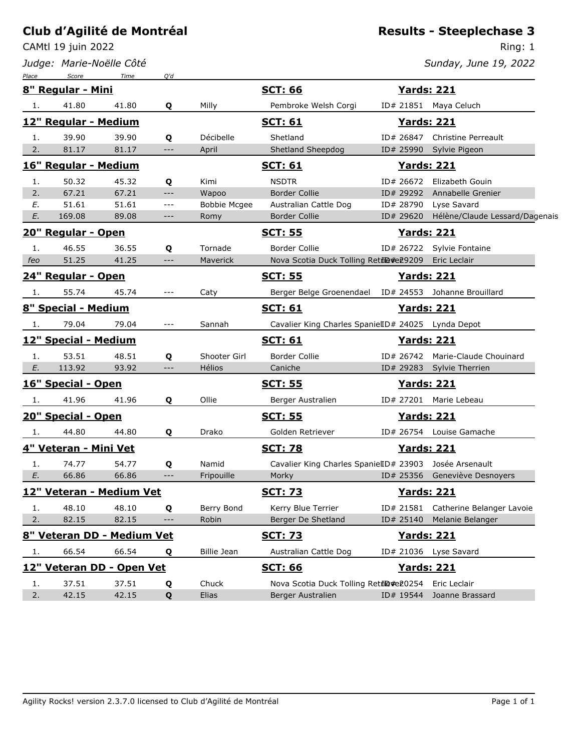# Club d'Agilité de Montréal

**Results - Steeplechase 3**

CAMtl 19 juin 2022

Ring: 1

*Judge: Marie-Noëlle Côté*

*Sunday, June 19, 2022*

| Place | Score | Time | Q'd | Call Name | Breed | ID | Handler |
|---|---|---|---|---|---|---|---|
| **8" Regular - Mini** | | | | | **SCT: 66** | **Yards: 221** | |
| 1. | 41.80 | 41.80 | **Q** | Milly | Pembroke Welsh Corgi | ID# 21851 | Maya Celuch |
| **12" Regular - Medium** | | | | | **SCT: 61** | **Yards: 221** | |
| 1. | 39.90 | 39.90 | **Q** | Décibelle | Shetland | ID# 26847 | Christine Perreault |
| 2. | 81.17 | 81.17 | --- | April | Shetland Sheepdog | ID# 25990 | Sylvie Pigeon |
| **16" Regular - Medium** | | | | | **SCT: 61** | **Yards: 221** | |
| 1. | 50.32 | 45.32 | **Q** | Kimi | NSDTR | ID# 26672 | Elizabeth Gouin |
| 2. | 67.21 | 67.21 | --- | Wapoo | Border Collie | ID# 29292 | Annabelle Grenier |
| *E.* | 51.61 | 51.61 | --- | Bobbie Mcgee | Australian Cattle Dog | ID# 28790 | Lyse Savard |
| *E.* | 169.08 | 89.08 | --- | Romy | Border Collie | ID# 29620 | Hélène/Claude Lessard/Dagenais |
| **20" Regular - Open** | | | | | **SCT: 55** | **Yards: 221** | |
| 1. | 46.55 | 36.55 | **Q** | Tornade | Border Collie | ID# 26722 | Sylvie Fontaine |
| *feo* | 51.25 | 41.25 | --- | Maverick | Nova Scotia Duck Tolling Retriever | ID# 29209 | Eric Leclair |
| **24" Regular - Open** | | | | | **SCT: 55** | **Yards: 221** | |
| 1. | 55.74 | 45.74 | --- | Caty | Berger Belge Groenendael | ID# 24553 | Johanne Brouillard |
| **8" Special - Medium** | | | | | **SCT: 61** | **Yards: 221** | |
| 1. | 79.04 | 79.04 | --- | Sannah | Cavalier King Charles Spaniel | ID# 24025 | Lynda Depot |
| **12" Special - Medium** | | | | | **SCT: 61** | **Yards: 221** | |
| 1. | 53.51 | 48.51 | **Q** | Shooter Girl | Border Collie | ID# 26742 | Marie-Claude Chouinard |
| *E.* | 113.92 | 93.92 | --- | Hélios | Caniche | ID# 29283 | Sylvie Therrien |
| **16" Special - Open** | | | | | **SCT: 55** | **Yards: 221** | |
| 1. | 41.96 | 41.96 | **Q** | Ollie | Berger Australien | ID# 27201 | Marie Lebeau |
| **20" Special - Open** | | | | | **SCT: 55** | **Yards: 221** | |
| 1. | 44.80 | 44.80 | **Q** | Drako | Golden Retriever | ID# 26754 | Louise Gamache |
| **4" Veteran - Mini Vet** | | | | | **SCT: 78** | **Yards: 221** | |
| 1. | 74.77 | 54.77 | **Q** | Namid | Cavalier King Charles Spaniel | ID# 23903 | Josée Arsenault |
| *E.* | 66.86 | 66.86 | --- | Fripouille | Morky | ID# 25356 | Geneviève Desnoyers |
| **12" Veteran - Medium Vet** | | | | | **SCT: 73** | **Yards: 221** | |
| 1. | 48.10 | 48.10 | **Q** | Berry Bond | Kerry Blue Terrier | ID# 21581 | Catherine Belanger Lavoie |
| 2. | 82.15 | 82.15 | --- | Robin | Berger De Shetland | ID# 25140 | Melanie Belanger |
| **8" Veteran DD - Medium Vet** | | | | | **SCT: 73** | **Yards: 221** | |
| 1. | 66.54 | 66.54 | **Q** | Billie Jean | Australian Cattle Dog | ID# 21036 | Lyse Savard |
| **12" Veteran DD - Open Vet** | | | | | **SCT: 66** | **Yards: 221** | |
| 1. | 37.51 | 37.51 | **Q** | Chuck | Nova Scotia Duck Tolling Retriever | ID# 20254 | Eric Leclair |
| 2. | 42.15 | 42.15 | **Q** | Elias | Berger Australien | ID# 19544 | Joanne Brassard |

Agility Rocks! version 2.3.7.0 licensed to Club d'Agilité de Montréal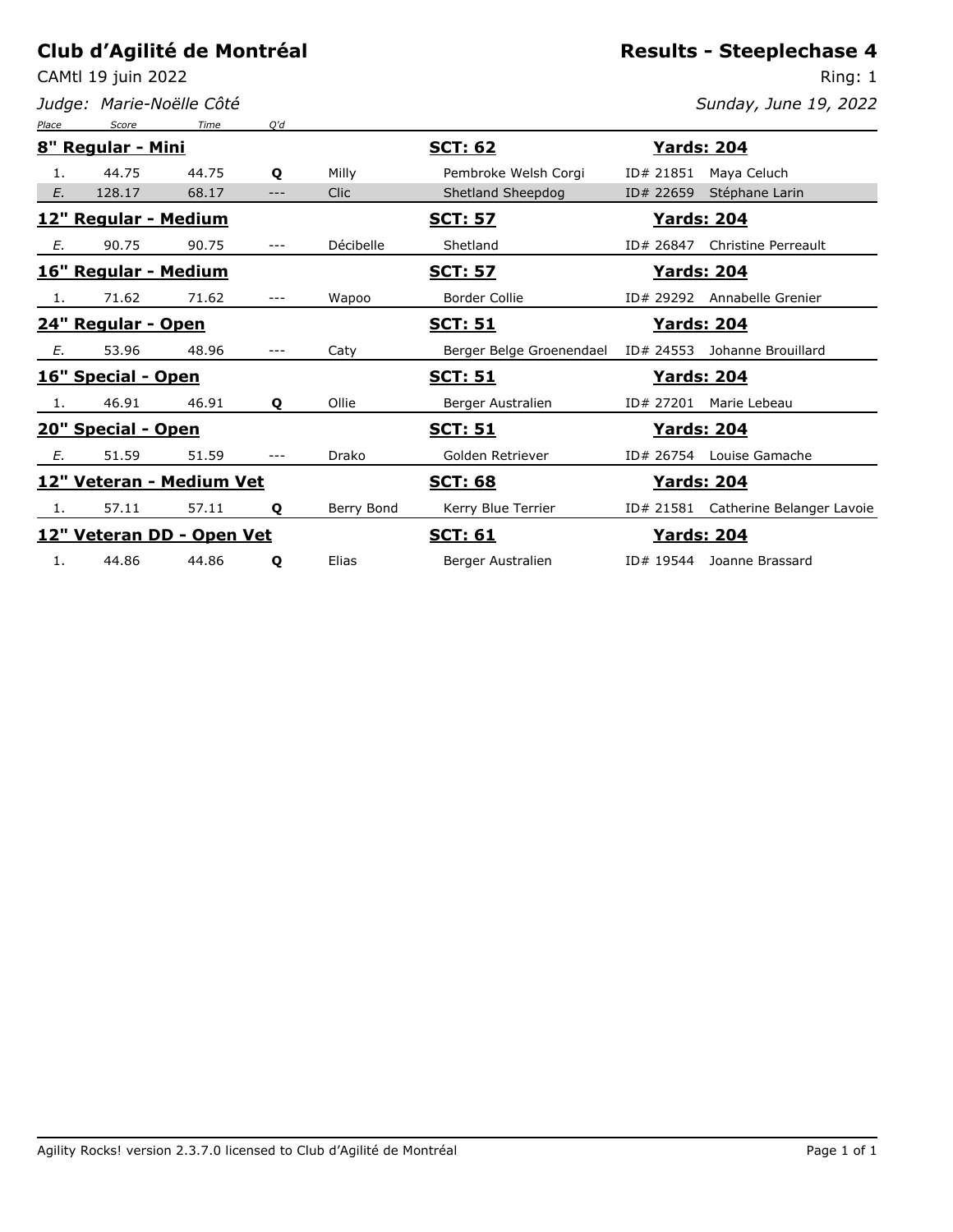# Club d'Agilité de Montréal

CAMtl 19 juin 2022

*Judge: Marie-Noëlle Côté*

## Results - Steeplechase 4

Ring: 1

*Sunday, June 19, 2022*

| Place | Score | Time | Q'd | | | | |
|---|---|---|---|---|---|---|---|
| **8" Regular - Mini** | | | | | **SCT: 62** | **Yards: 204** | |
| 1. | 44.75 | 44.75 | **Q** | Milly | Pembroke Welsh Corgi | ID# 21851 | Maya Celuch |
| *E.* | 128.17 | 68.17 | --- | Clic | Shetland Sheepdog | ID# 22659 | Stéphane Larin |
| **12" Regular - Medium** | | | | | **SCT: 57** | **Yards: 204** | |
| *E.* | 90.75 | 90.75 | --- | Décibelle | Shetland | ID# 26847 | Christine Perreault |
| **16" Regular - Medium** | | | | | **SCT: 57** | **Yards: 204** | |
| 1. | 71.62 | 71.62 | --- | Wapoo | Border Collie | ID# 29292 | Annabelle Grenier |
| **24" Regular - Open** | | | | | **SCT: 51** | **Yards: 204** | |
| *E.* | 53.96 | 48.96 | --- | Caty | Berger Belge Groenendael | ID# 24553 | Johanne Brouillard |
| **16" Special - Open** | | | | | **SCT: 51** | **Yards: 204** | |
| 1. | 46.91 | 46.91 | **Q** | Ollie | Berger Australien | ID# 27201 | Marie Lebeau |
| **20" Special - Open** | | | | | **SCT: 51** | **Yards: 204** | |
| *E.* | 51.59 | 51.59 | --- | Drako | Golden Retriever | ID# 26754 | Louise Gamache |
| **12" Veteran - Medium Vet** | | | | | **SCT: 68** | **Yards: 204** | |
| 1. | 57.11 | 57.11 | **Q** | Berry Bond | Kerry Blue Terrier | ID# 21581 | Catherine Belanger Lavoie |
| **12" Veteran DD - Open Vet** | | | | | **SCT: 61** | **Yards: 204** | |
| 1. | 44.86 | 44.86 | **Q** | Elias | Berger Australien | ID# 19544 | Joanne Brassard |

Agility Rocks! version 2.3.7.0 licensed to Club d'Agilité de Montréal